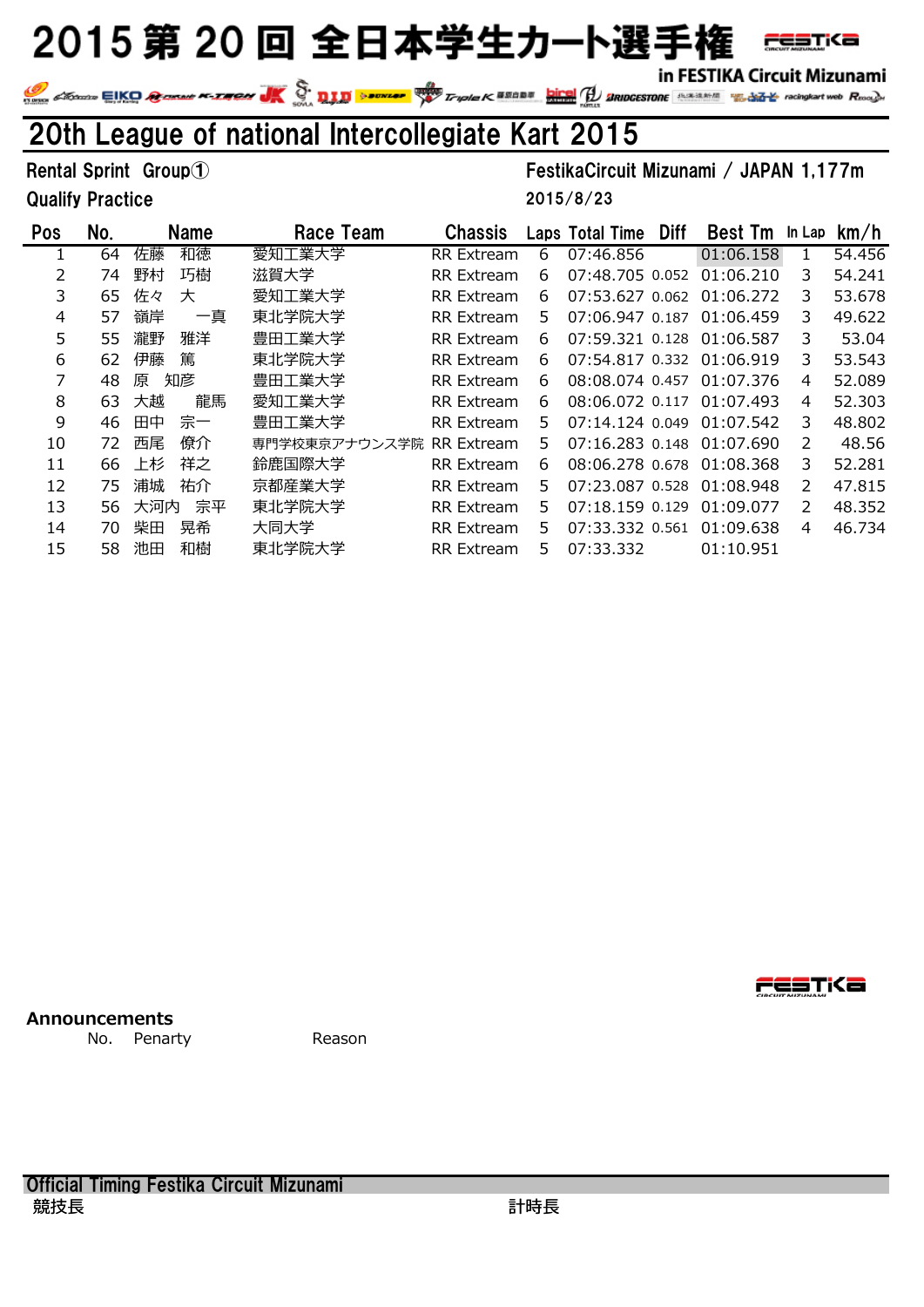# 2015 第 20 回 全日本学生カート選手権

in FESTIKA Circuit Mizunami

## 20th League of national Intercollegiate Kart 2015

Rental Sprint Group①

Qualify Practice

FestikaCircuit Mizunami / JAPAN 1,177m

2015/8/23

| Pos | No. | Name | Race Team | Chassis | Laps | Total Time | Diff | Best Tm | In Lap | km/h |
|---|---|---|---|---|---|---|---|---|---|---|
| 1 | 64 | 佐藤　和徳 | 愛知工業大学 | RR Extream | 6 | 07:46.856 | | 01:06.158 | 1 | 54.456 |
| 2 | 74 | 野村　巧樹 | 滋賀大学 | RR Extream | 6 | 07:48.705 | 0.052 | 01:06.210 | 3 | 54.241 |
| 3 | 65 | 佐々　大 | 愛知工業大学 | RR Extream | 6 | 07:53.627 | 0.062 | 01:06.272 | 3 | 53.678 |
| 4 | 57 | 嶺岸　一真 | 東北学院大学 | RR Extream | 5 | 07:06.947 | 0.187 | 01:06.459 | 3 | 49.622 |
| 5 | 55 | 瀧野　雅洋 | 豊田工業大学 | RR Extream | 6 | 07:59.321 | 0.128 | 01:06.587 | 3 | 53.04 |
| 6 | 62 | 伊藤　篤 | 東北学院大学 | RR Extream | 6 | 07:54.817 | 0.332 | 01:06.919 | 3 | 53.543 |
| 7 | 48 | 原　知彦 | 豊田工業大学 | RR Extream | 6 | 08:08.074 | 0.457 | 01:07.376 | 4 | 52.089 |
| 8 | 63 | 大越　龍馬 | 愛知工業大学 | RR Extream | 6 | 08:06.072 | 0.117 | 01:07.493 | 4 | 52.303 |
| 9 | 46 | 田中　宗一 | 豊田工業大学 | RR Extream | 5 | 07:14.124 | 0.049 | 01:07.542 | 3 | 48.802 |
| 10 | 72 | 西尾　僚介 | 専門学校東京アナウンス学院 | RR Extream | 5 | 07:16.283 | 0.148 | 01:07.690 | 2 | 48.56 |
| 11 | 66 | 上杉　祥之 | 鈴鹿国際大学 | RR Extream | 6 | 08:06.278 | 0.678 | 01:08.368 | 3 | 52.281 |
| 12 | 75 | 浦城　祐介 | 京都産業大学 | RR Extream | 5 | 07:23.087 | 0.528 | 01:08.948 | 2 | 47.815 |
| 13 | 56 | 大河内　宗平 | 東北学院大学 | RR Extream | 5 | 07:18.159 | 0.129 | 01:09.077 | 2 | 48.352 |
| 14 | 70 | 柴田　晃希 | 大同大学 | RR Extream | 5 | 07:33.332 | 0.561 | 01:09.638 | 4 | 46.734 |
| 15 | 58 | 池田　和樹 | 東北学院大学 | RR Extream | 5 | 07:33.332 | | 01:10.951 | | |

**Announcements**

No.　Penarty　Reason

**Official Timing Festika Circuit Mizunami**

競技長　　　　計時長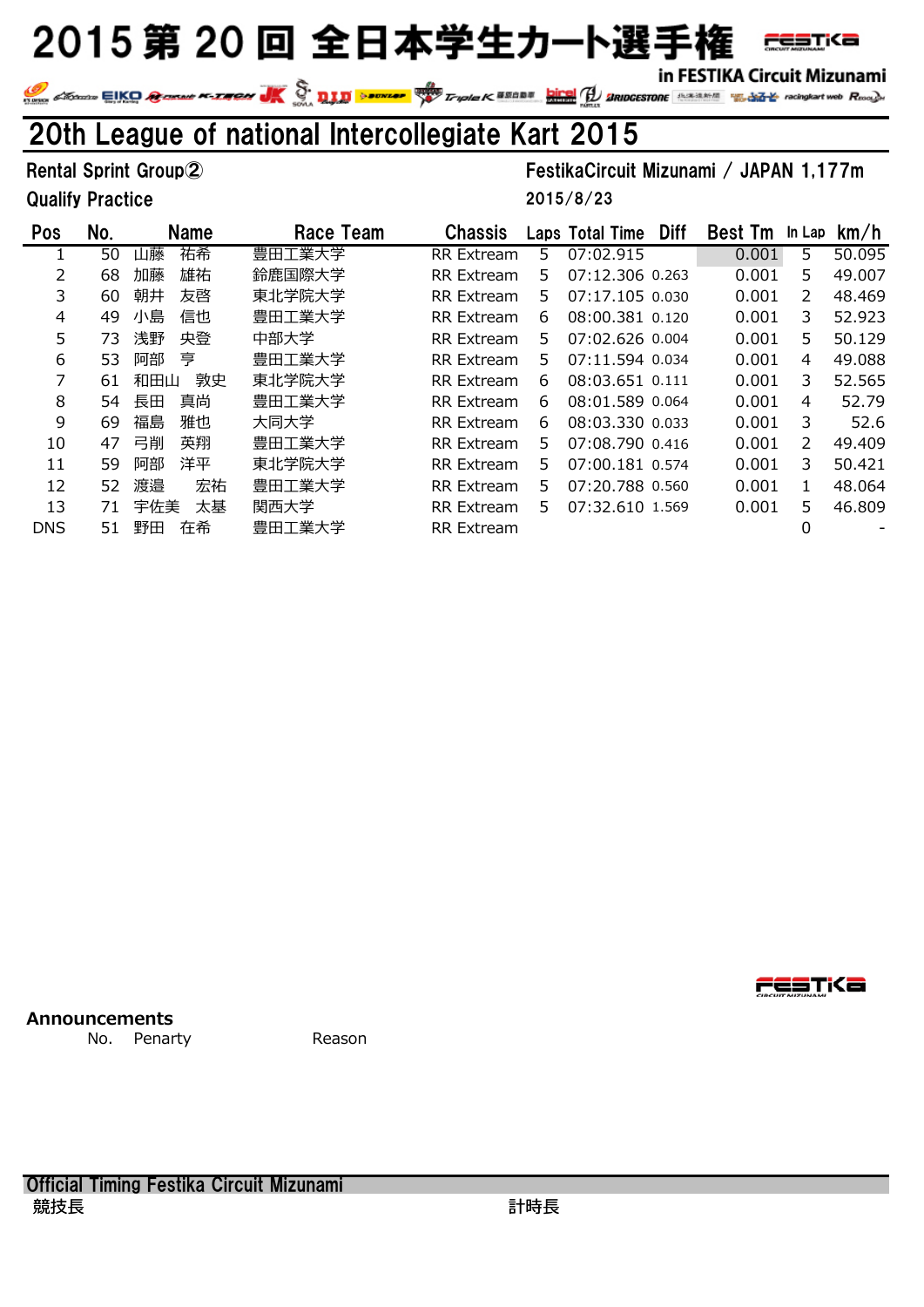# 2015 第 20 回 全日本学生カート選手権

in FESTIKA Circuit Mizunami

## 20th League of national Intercollegiate Kart 2015

Rental Sprint Group②

Qualify Practice

FestikaCircuit Mizunami / JAPAN 1,177m

2015/8/23

| Pos | No. | Name | Race Team | Chassis | Laps | Total Time | Diff | Best Tm | In Lap | km/h |
|---|---|---|---|---|---|---|---|---|---|---|
| 1 | 50 | 山藤　祐希 | 豊田工業大学 | RR Extream | 5 | 07:02.915 | | 0.001 | 5 | 50.095 |
| 2 | 68 | 加藤　雄祐 | 鈴鹿国際大学 | RR Extream | 5 | 07:12.306 | 0.263 | 0.001 | 5 | 49.007 |
| 3 | 60 | 朝井　友啓 | 東北学院大学 | RR Extream | 5 | 07:17.105 | 0.030 | 0.001 | 2 | 48.469 |
| 4 | 49 | 小島　信也 | 豊田工業大学 | RR Extream | 6 | 08:00.381 | 0.120 | 0.001 | 3 | 52.923 |
| 5 | 73 | 浅野　央登 | 中部大学 | RR Extream | 5 | 07:02.626 | 0.004 | 0.001 | 5 | 50.129 |
| 6 | 53 | 阿部　亨 | 豊田工業大学 | RR Extream | 5 | 07:11.594 | 0.034 | 0.001 | 4 | 49.088 |
| 7 | 61 | 和田山　敦史 | 東北学院大学 | RR Extream | 6 | 08:03.651 | 0.111 | 0.001 | 3 | 52.565 |
| 8 | 54 | 長田　真尚 | 豊田工業大学 | RR Extream | 6 | 08:01.589 | 0.064 | 0.001 | 4 | 52.79 |
| 9 | 69 | 福島　雅也 | 大同大学 | RR Extream | 6 | 08:03.330 | 0.033 | 0.001 | 3 | 52.6 |
| 10 | 47 | 弓削　英翔 | 豊田工業大学 | RR Extream | 5 | 07:08.790 | 0.416 | 0.001 | 2 | 49.409 |
| 11 | 59 | 阿部　洋平 | 東北学院大学 | RR Extream | 5 | 07:00.181 | 0.574 | 0.001 | 3 | 50.421 |
| 12 | 52 | 渡邉　宏祐 | 豊田工業大学 | RR Extream | 5 | 07:20.788 | 0.560 | 0.001 | 1 | 48.064 |
| 13 | 71 | 宇佐美　太基 | 関西大学 | RR Extream | 5 | 07:32.610 | 1.569 | 0.001 | 5 | 46.809 |
| DNS | 51 | 野田　在希 | 豊田工業大学 | RR Extream | | | | | 0 | - |

**Announcements**

No.　Penarty　Reason

Official Timing Festika Circuit Mizunami

競技長　　計時長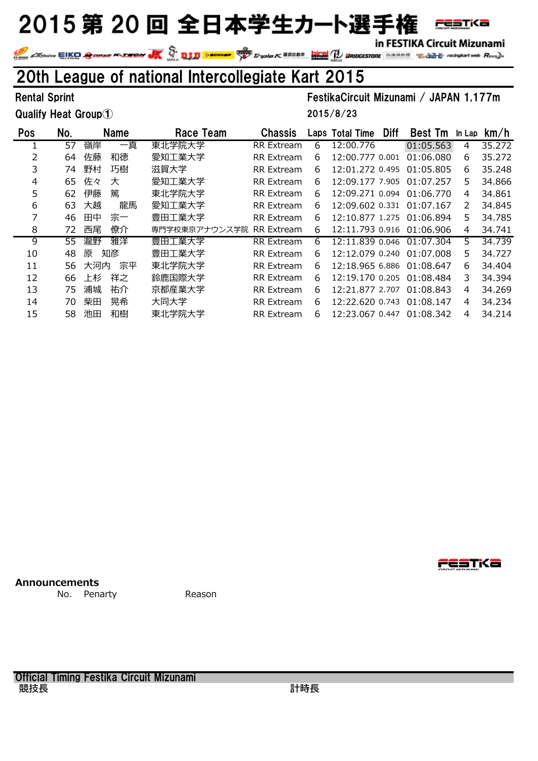# 2015 第 20 回 全日本学生カート選手権

in FESTIKA Circuit Mizunami

## 20th League of national Intercollegiate Kart 2015

Rental Sprint　　　　　　　　　　　　　　　　FestikaCircuit Mizunami / JAPAN 1,177m

Qualify Heat Group①　　　　　　　　　　　　　2015/8/23

| Pos | No. | Name | Race Team | Chassis | Laps | Total Time | Diff | Best Tm | In Lap | km/h |
|---|---|---|---|---|---|---|---|---|---|---|
| 1 | 57 | 嶺岸　一真 | 東北学院大学 | RR Extream | 6 | 12:00.776 | | 01:05.563 | 4 | 35.272 |
| 2 | 64 | 佐藤　和徳 | 愛知工業大学 | RR Extream | 6 | 12:00.777 | 0.001 | 01:06.080 | 6 | 35.272 |
| 3 | 74 | 野村　巧樹 | 滋賀大学 | RR Extream | 6 | 12:01.272 | 0.495 | 01:05.805 | 6 | 35.248 |
| 4 | 65 | 佐々　大 | 愛知工業大学 | RR Extream | 6 | 12:09.177 | 7.905 | 01:07.257 | 5 | 34.866 |
| 5 | 62 | 伊藤　篤 | 東北学院大学 | RR Extream | 6 | 12:09.271 | 0.094 | 01:06.770 | 4 | 34.861 |
| 6 | 63 | 大越　龍馬 | 愛知工業大学 | RR Extream | 6 | 12:09.602 | 0.331 | 01:07.167 | 2 | 34.845 |
| 7 | 46 | 田中　宗一 | 豊田工業大学 | RR Extream | 6 | 12:10.877 | 1.275 | 01:06.894 | 5 | 34.785 |
| 8 | 72 | 西尾　僚介 | 専門学校東京アナウンス学院 | RR Extream | 6 | 12:11.793 | 0.916 | 01:06.906 | 4 | 34.741 |
| 9 | 55 | 瀧野　雅洋 | 豊田工業大学 | RR Extream | 6 | 12:11.839 | 0.046 | 01:07.304 | 5 | 34.739 |
| 10 | 48 | 原　知彦 | 豊田工業大学 | RR Extream | 6 | 12:12.079 | 0.240 | 01:07.008 | 5 | 34.727 |
| 11 | 56 | 大河内　宗平 | 東北学院大学 | RR Extream | 6 | 12:18.965 | 6.886 | 01:08.647 | 6 | 34.404 |
| 12 | 66 | 上杉　祥之 | 鈴鹿国際大学 | RR Extream | 6 | 12:19.170 | 0.205 | 01:08.484 | 3 | 34.394 |
| 13 | 75 | 浦城　祐介 | 京都産業大学 | RR Extream | 6 | 12:21.877 | 2.707 | 01:08.843 | 4 | 34.269 |
| 14 | 70 | 柴田　晃希 | 大同大学 | RR Extream | 6 | 12:22.620 | 0.743 | 01:08.147 | 4 | 34.234 |
| 15 | 58 | 池田　和樹 | 東北学院大学 | RR Extream | 6 | 12:23.067 | 0.447 | 01:08.342 | 4 | 34.214 |

**Announcements**

No.　Penarty　　　　Reason

Official Timing Festika Circuit Mizunami

競技長　　　　　　　　　　　　　　　　計時長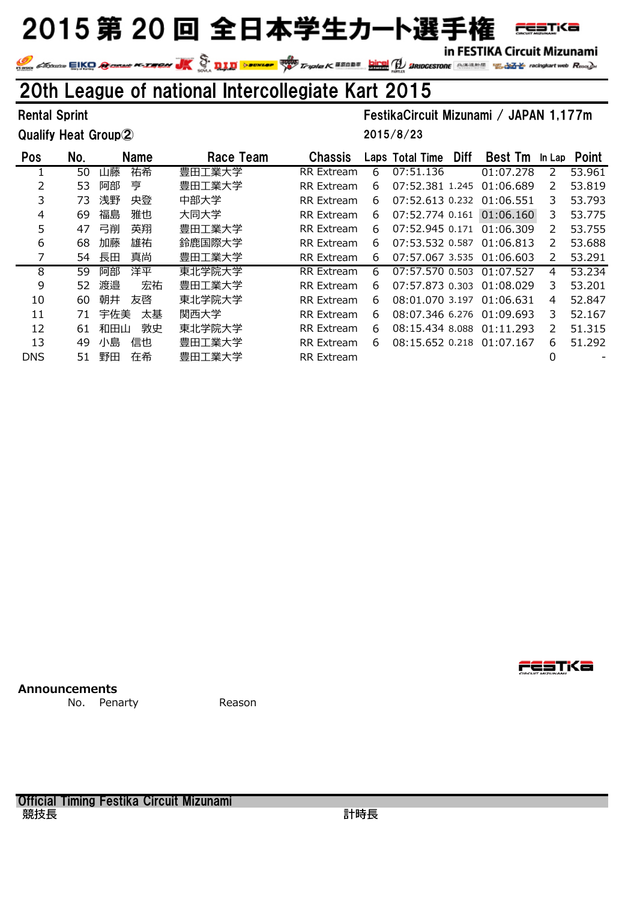# 2015 第 20 回 全日本学生カート選手権

in FESTIKA Circuit Mizunami

## 20th League of national Intercollegiate Kart 2015

Rental Sprint　　　　　　　　　　FestikaCircuit Mizunami / JAPAN 1,177m

Qualify Heat Group②　　　　　　　　　　2015/8/23

| Pos | No. | Name | Race Team | Chassis | Laps | Total Time | Diff | Best Tm | In Lap | Point |
|---|---|---|---|---|---|---|---|---|---|---|
| 1 | 50 | 山藤　祐希 | 豊田工業大学 | RR Extream | 6 | 07:51.136 | | 01:07.278 | 2 | 53.961 |
| 2 | 53 | 阿部　亨 | 豊田工業大学 | RR Extream | 6 | 07:52.381 | 1.245 | 01:06.689 | 2 | 53.819 |
| 3 | 73 | 浅野　央登 | 中部大学 | RR Extream | 6 | 07:52.613 | 0.232 | 01:06.551 | 3 | 53.793 |
| 4 | 69 | 福島　雅也 | 大同大学 | RR Extream | 6 | 07:52.774 | 0.161 | 01:06.160 | 3 | 53.775 |
| 5 | 47 | 弓削　英翔 | 豊田工業大学 | RR Extream | 6 | 07:52.945 | 0.171 | 01:06.309 | 2 | 53.755 |
| 6 | 68 | 加藤　雄祐 | 鈴鹿国際大学 | RR Extream | 6 | 07:53.532 | 0.587 | 01:06.813 | 2 | 53.688 |
| 7 | 54 | 長田　真尚 | 豊田工業大学 | RR Extream | 6 | 07:57.067 | 3.535 | 01:06.603 | 2 | 53.291 |
| 8 | 59 | 阿部　洋平 | 東北学院大学 | RR Extream | 6 | 07:57.570 | 0.503 | 01:07.527 | 4 | 53.234 |
| 9 | 52 | 渡邉　宏祐 | 豊田工業大学 | RR Extream | 6 | 07:57.873 | 0.303 | 01:08.029 | 3 | 53.201 |
| 10 | 60 | 朝井　友啓 | 東北学院大学 | RR Extream | 6 | 08:01.070 | 3.197 | 01:06.631 | 4 | 52.847 |
| 11 | 71 | 宇佐美　太基 | 関西大学 | RR Extream | 6 | 08:07.346 | 6.276 | 01:09.693 | 3 | 52.167 |
| 12 | 61 | 和田山　敦史 | 東北学院大学 | RR Extream | 6 | 08:15.434 | 8.088 | 01:11.293 | 2 | 51.315 |
| 13 | 49 | 小島　信也 | 豊田工業大学 | RR Extream | 6 | 08:15.652 | 0.218 | 01:07.167 | 6 | 51.292 |
| DNS | 51 | 野田　在希 | 豊田工業大学 | RR Extream | | | | | 0 | - |

**Announcements**

| No. | Penarty | Reason |
|---|---|---|

Official Timing Festika Circuit Mizunami

競技長　　　　　　　　　　計時長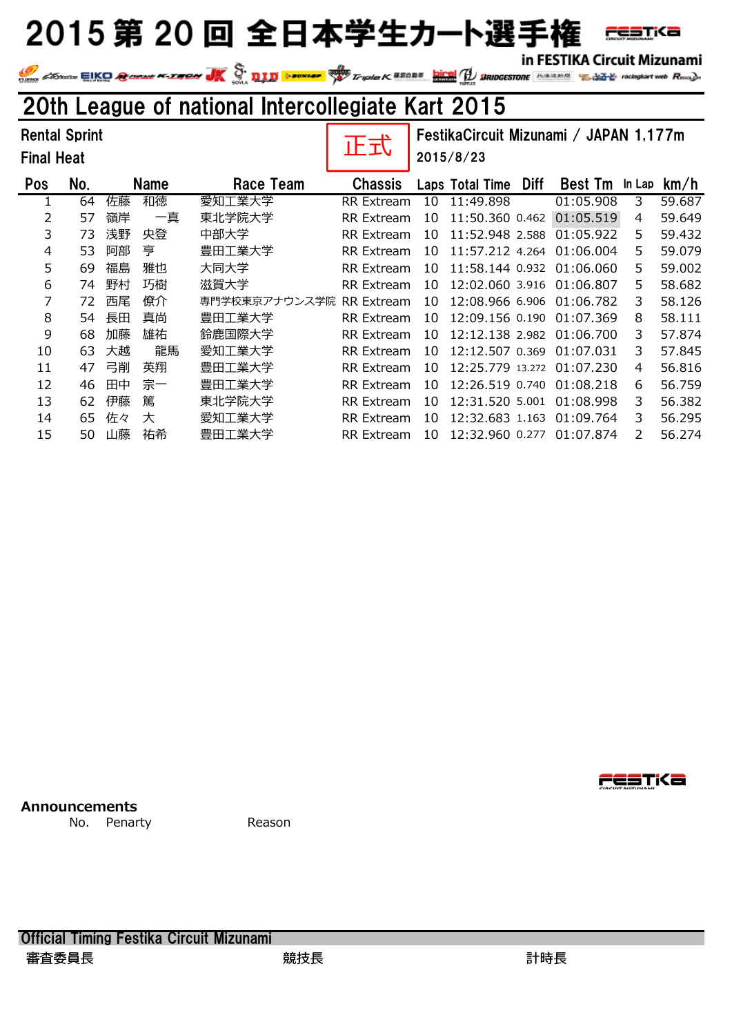# 2015 第 20 回 全日本学生カート選手権

in FESTIKA Circuit Mizunami

## 20th League of national Intercollegiate Kart 2015

Rental Sprint
Final Heat

正式

FestikaCircuit Mizunami / JAPAN 1,177m
2015/8/23

| Pos | No. | Name | Race Team | Chassis | Laps | Total Time | Diff | Best Tm | In Lap | km/h |
|---|---|---|---|---|---|---|---|---|---|---|
| 1 | 64 | 佐藤　和徳 | 愛知工業大学 | RR Extream | 10 | 11:49.898 | | 01:05.908 | 3 | 59.687 |
| 2 | 57 | 嶺岸　一真 | 東北学院大学 | RR Extream | 10 | 11:50.360 | 0.462 | 01:05.519 | 4 | 59.649 |
| 3 | 73 | 浅野　央登 | 中部大学 | RR Extream | 10 | 11:52.948 | 2.588 | 01:05.922 | 5 | 59.432 |
| 4 | 53 | 阿部　亨 | 豊田工業大学 | RR Extream | 10 | 11:57.212 | 4.264 | 01:06.004 | 5 | 59.079 |
| 5 | 69 | 福島　雅也 | 大同大学 | RR Extream | 10 | 11:58.144 | 0.932 | 01:06.060 | 5 | 59.002 |
| 6 | 74 | 野村　巧樹 | 滋賀大学 | RR Extream | 10 | 12:02.060 | 3.916 | 01:06.807 | 5 | 58.682 |
| 7 | 72 | 西尾　僚介 | 専門学校東京アナウンス学院 | RR Extream | 10 | 12:08.966 | 6.906 | 01:06.782 | 3 | 58.126 |
| 8 | 54 | 長田　真尚 | 豊田工業大学 | RR Extream | 10 | 12:09.156 | 0.190 | 01:07.369 | 8 | 58.111 |
| 9 | 68 | 加藤　雄祐 | 鈴鹿国際大学 | RR Extream | 10 | 12:12.138 | 2.982 | 01:06.700 | 3 | 57.874 |
| 10 | 63 | 大越　龍馬 | 愛知工業大学 | RR Extream | 10 | 12:12.507 | 0.369 | 01:07.031 | 3 | 57.845 |
| 11 | 47 | 弓削　英翔 | 豊田工業大学 | RR Extream | 10 | 12:25.779 | 13.272 | 01:07.230 | 4 | 56.816 |
| 12 | 46 | 田中　宗一 | 豊田工業大学 | RR Extream | 10 | 12:26.519 | 0.740 | 01:08.218 | 6 | 56.759 |
| 13 | 62 | 伊藤　篤 | 東北学院大学 | RR Extream | 10 | 12:31.520 | 5.001 | 01:08.998 | 3 | 56.382 |
| 14 | 65 | 佐々　大 | 愛知工業大学 | RR Extream | 10 | 12:32.683 | 1.163 | 01:09.764 | 3 | 56.295 |
| 15 | 50 | 山藤　祐希 | 豊田工業大学 | RR Extream | 10 | 12:32.960 | 0.277 | 01:07.874 | 2 | 56.274 |

**Announcements**

| No. | Penarty | Reason |
|---|---|---|

**Official Timing Festika Circuit Mizunami**

審査委員長　　　　競技長　　　　計時長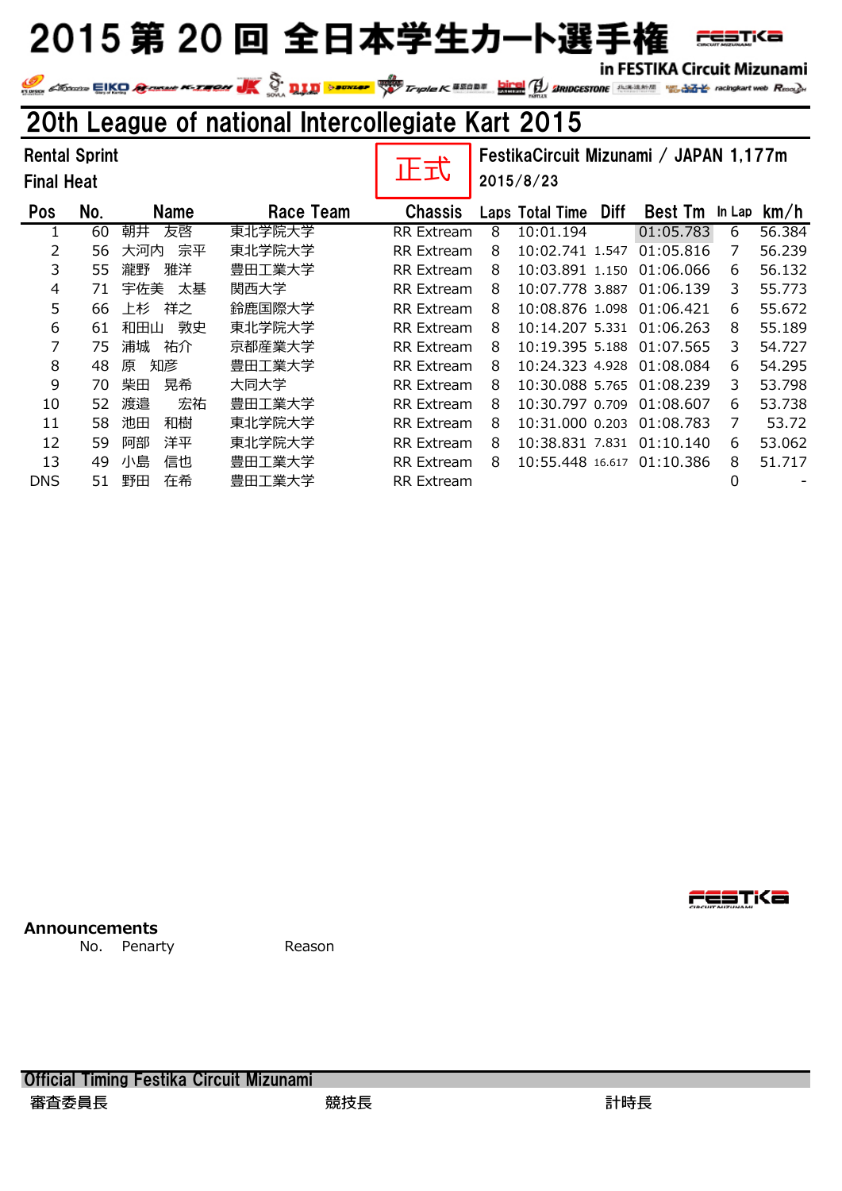# 2015 第 20 回 全日本学生カート選手権

in FESTIKA Circuit Mizunami

## 20th League of national Intercollegiate Kart 2015

Rental Sprint
Final Heat

正式

FestikaCircuit Mizunami / JAPAN 1,177m
2015/8/23

| Pos | No. | Name | Race Team | Chassis | Laps | Total Time | Diff | Best Tm | In Lap | km/h |
|---|---|---|---|---|---|---|---|---|---|---|
| 1 | 60 | 朝井　友啓 | 東北学院大学 | RR Extream | 8 | 10:01.194 | | 01:05.783 | 6 | 56.384 |
| 2 | 56 | 大河内　宗平 | 東北学院大学 | RR Extream | 8 | 10:02.741 | 1.547 | 01:05.816 | 7 | 56.239 |
| 3 | 55 | 瀧野　雅洋 | 豊田工業大学 | RR Extream | 8 | 10:03.891 | 1.150 | 01:06.066 | 6 | 56.132 |
| 4 | 71 | 宇佐美　太基 | 関西大学 | RR Extream | 8 | 10:07.778 | 3.887 | 01:06.139 | 3 | 55.773 |
| 5 | 66 | 上杉　祥之 | 鈴鹿国際大学 | RR Extream | 8 | 10:08.876 | 1.098 | 01:06.421 | 6 | 55.672 |
| 6 | 61 | 和田山　敦史 | 東北学院大学 | RR Extream | 8 | 10:14.207 | 5.331 | 01:06.263 | 8 | 55.189 |
| 7 | 75 | 浦城　祐介 | 京都産業大学 | RR Extream | 8 | 10:19.395 | 5.188 | 01:07.565 | 3 | 54.727 |
| 8 | 48 | 原　知彦 | 豊田工業大学 | RR Extream | 8 | 10:24.323 | 4.928 | 01:08.084 | 6 | 54.295 |
| 9 | 70 | 柴田　晃希 | 大同大学 | RR Extream | 8 | 10:30.088 | 5.765 | 01:08.239 | 3 | 53.798 |
| 10 | 52 | 渡邉　宏祐 | 豊田工業大学 | RR Extream | 8 | 10:30.797 | 0.709 | 01:08.607 | 6 | 53.738 |
| 11 | 58 | 池田　和樹 | 東北学院大学 | RR Extream | 8 | 10:31.000 | 0.203 | 01:08.783 | 7 | 53.72 |
| 12 | 59 | 阿部　洋平 | 東北学院大学 | RR Extream | 8 | 10:38.831 | 7.831 | 01:10.140 | 6 | 53.062 |
| 13 | 49 | 小島　信也 | 豊田工業大学 | RR Extream | 8 | 10:55.448 | 16.617 | 01:10.386 | 8 | 51.717 |
| DNS | 51 | 野田　在希 | 豊田工業大学 | RR Extream | | | | | 0 | - |

**Announcements**

No.　Penarty　Reason

Official Timing Festika Circuit Mizunami

審査委員長　　競技長　　計時長